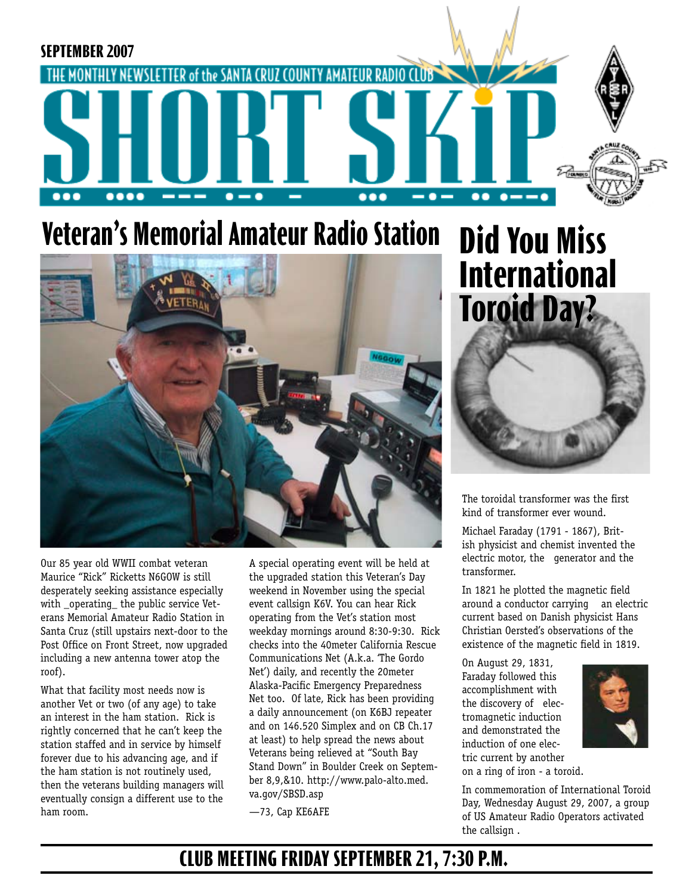SEPTEMBER 2007

THE MONTHLY NEWSLETTER of the SANTA CRUZ COUNTY AMATEUR RADIO CLUB

# SHORT SKiP

## Veteran's Memorial Amateur Radio Station

Our 85 year old WWII combat veteran Maurice "Rick" Ricketts N6GOW is still desperately seeking assistance especially with _operating_ the public service Veterans Memorial Amateur Radio Station in Santa Cruz (still upstairs next-door to the Post Office on Front Street, now upgraded including a new antenna tower atop the roof).

What that facility most needs now is another Vet or two (of any age) to take an interest in the ham station. Rick is rightly concerned that he can't keep the station staffed and in service by himself forever due to his advancing age, and if the ham station is not routinely used, then the veterans building managers will eventually consign a different use to the ham room.

A special operating event will be held at the upgraded station this Veteran's Day weekend in November using the special event callsign K6V. You can hear Rick operating from the Vet's station most weekday mornings around 8:30-9:30. Rick checks into the 40meter California Rescue Communications Net (A.k.a. 'The Gordo Net') daily, and recently the 20meter Alaska-Pacific Emergency Preparedness Net too. Of late, Rick has been providing a daily announcement (on K6BJ repeater and on 146.520 Simplex and on CB Ch.17 at least) to help spread the news about Veterans being relieved at "South Bay Stand Down" in Boulder Creek on September 8,9,&10. http://www.palo-alto.med.va.gov/SBSD.asp

—73, Cap KE6AFE

## Did You Miss International Toroid Day?

The toroidal transformer was the first kind of transformer ever wound.

Michael Faraday (1791 - 1867), British physicist and chemist invented the electric motor, the generator and the transformer.

In 1821 he plotted the magnetic field around a conductor carrying an electric current based on Danish physicist Hans Christian Oersted's observations of the existence of the magnetic field in 1819.

On August 29, 1831, Faraday followed this accomplishment with the discovery of electromagnetic induction and demonstrated the induction of one electric current by another on a ring of iron - a toroid.

In commemoration of International Toroid Day, Wednesday August 29, 2007, a group of US Amateur Radio Operators activated the callsign .

**CLUB MEETING FRIDAY SEPTEMBER 21, 7:30 P.M.**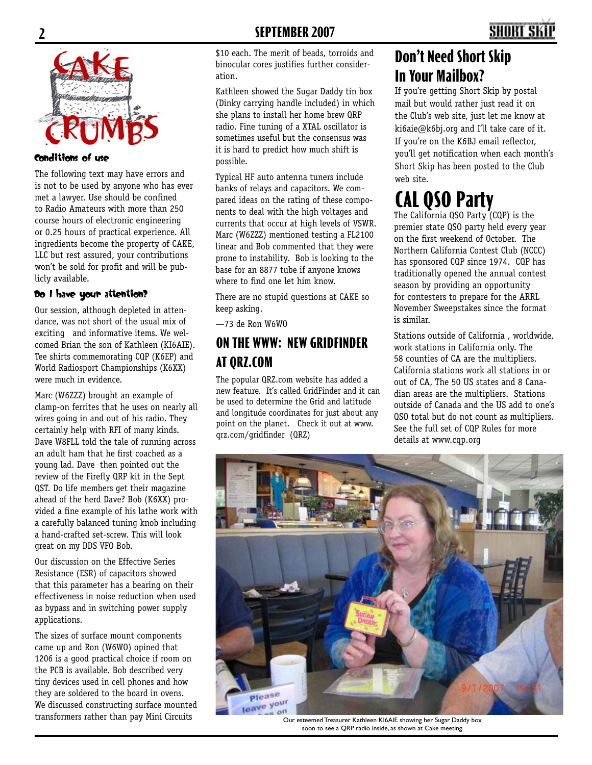# CAKE CRUMBS

### Conditions of use

The following text may have errors and is not to be used by anyone who has ever met a lawyer. Use should be confined to Radio Amateurs with more than 250 course hours of electronic engineering or 0.25 hours of practical experience. All ingredients become the property of CAKE, LLC but rest assured, your contributions won't be sold for profit and will be publicly available.

### Do I have your attention?

Our session, although depleted in attendance, was not short of the usual mix of exciting and informative items. We welcomed Brian the son of Kathleen (KI6AIE). Tee shirts commemorating CQP (K6EP) and World Radiosport Championships (K6XX) were much in evidence.

Marc (W6ZZZ) brought an example of clamp-on ferrites that he uses on nearly all wires going in and out of his radio. They certainly help with RFI of many kinds. Dave W8FLL told the tale of running across an adult ham that he first coached as a young lad. Dave then pointed out the review of the Firefly QRP kit in the Sept QST. Do life members get their magazine ahead of the herd Dave? Bob (K6XX) provided a fine example of his lathe work with a carefully balanced tuning knob including a hand-crafted set-screw. This will look great on my DDS VFO Bob.

Our discussion on the Effective Series Resistance (ESR) of capacitors showed that this parameter has a bearing on their effectiveness in noise reduction when used as bypass and in switching power supply applications.

The sizes of surface mount components came up and Ron (W6WO) opined that 1206 is a good practical choice if room on the PCB is available. Bob described very tiny devices used in cell phones and how they are soldered to the board in ovens. We discussed constructing surface mounted transformers rather than pay Mini Circuits $10 each. The merit of beads, torroids and binocular cores justifies further consideration.

Kathleen showed the Sugar Daddy tin box (Dinky carrying handle included) in which she plans to install her home brew QRP radio. Fine tuning of a XTAL oscillator is sometimes useful but the consensus was it is hard to predict how much shift is possible.

Typical HF auto antenna tuners include banks of relays and capacitors. We compared ideas on the rating of these components to deal with the high voltages and currents that occur at high levels of VSWR. Marc (W6ZZZ) mentioned testing a FL2100 linear and Bob commented that they were prone to instability. Bob is looking to the base for an 8877 tube if anyone knows where to find one let him know.

There are no stupid questions at CAKE so keep asking.

—73 de Ron W6WO

## ON THE WWW: NEW GRIDFINDER AT QRZ.COM

The popular QRZ.com website has added a new feature. It's called GridFinder and it can be used to determine the Grid and latitude and longitude coordinates for just about any point on the planet. Check it out at www.qrz.com/gridfinder (QRZ)

## Don't Need Short Skip In Your Mailbox?

If you're getting Short Skip by postal mail but would rather just read it on the Club's web site, just let me know at ki6aie@k6bj.org and I'll take care of it. If you're on the K6BJ email reflector, you'll get notification when each month's Short Skip has been posted to the Club web site.

# CAL QSO Party

The California QSO Party (CQP) is the premier state QSO party held every year on the first weekend of October. The Northern California Contest Club (NCCC) has sponsored CQP since 1974. CQP has traditionally opened the annual contest season by providing an opportunity for contesters to prepare for the ARRL November Sweepstakes since the format is similar.

Stations outside of California , worldwide, work stations in California only. The 58 counties of CA are the multipliers. California stations work all stations in or out of CA, The 50 US states and 8 Canadian areas are the multipliers. Stations outside of Canada and the US add to one's QSO total but do not count as multipliers. See the full set of CQP Rules for more details at www.cqp.org

Our esteemed Treasurer Kathleen KI6AIE showing her Sugar Daddy box soon to see a QRP radio inside, as shown at Cake meeting.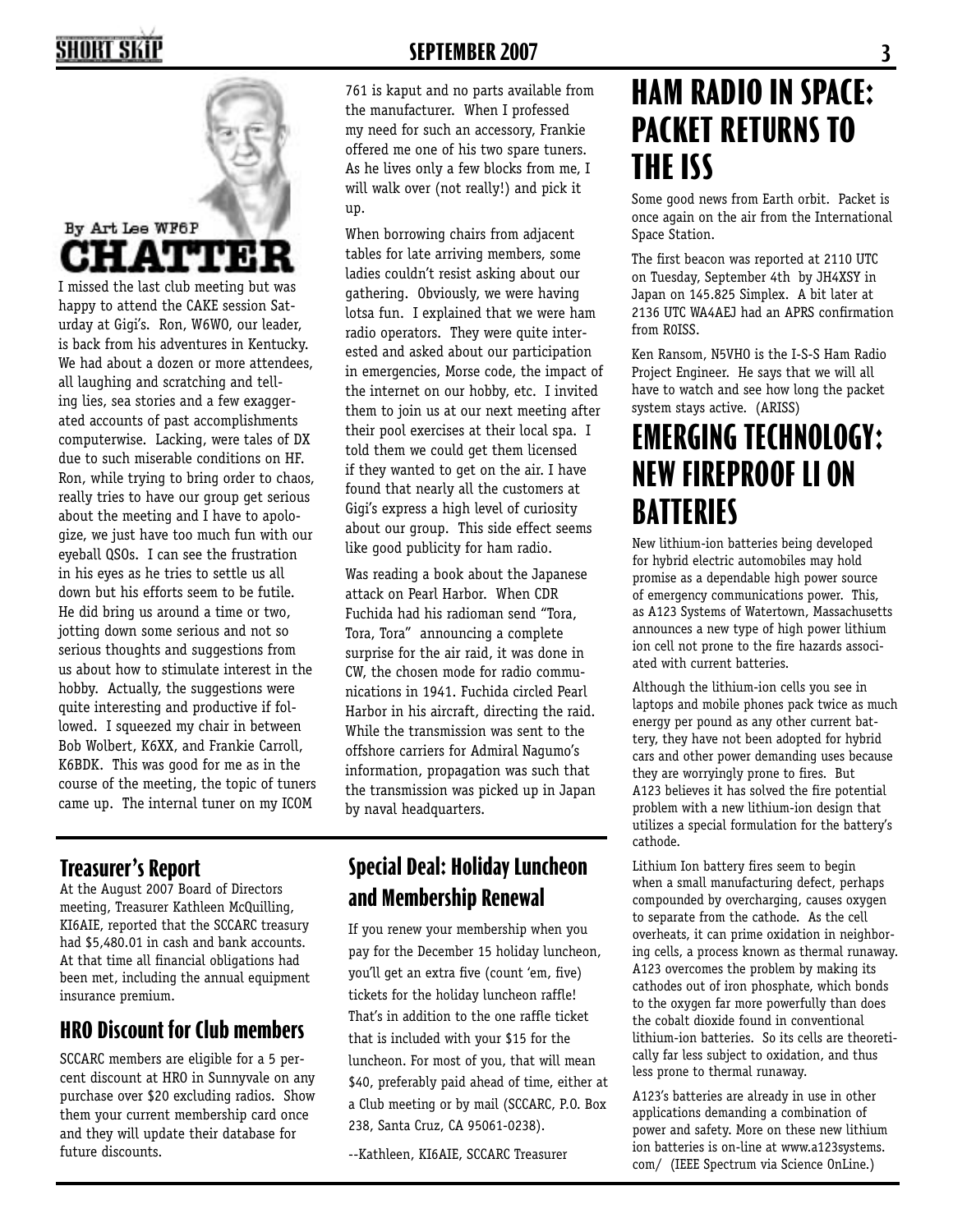By Art Lee WF6P

# CHATTER

I missed the last club meeting but was happy to attend the CAKE session Saturday at Gigi's. Ron, W6WO, our leader, is back from his adventures in Kentucky. We had about a dozen or more attendees, all laughing and scratching and telling lies, sea stories and a few exaggerated accounts of past accomplishments computerwise. Lacking, were tales of DX due to such miserable conditions on HF. Ron, while trying to bring order to chaos, really tries to have our group get serious about the meeting and I have to apologize, we just have too much fun with our eyeball QSOs. I can see the frustration in his eyes as he tries to settle us all down but his efforts seem to be futile. He did bring us around a time or two, jotting down some serious and not so serious thoughts and suggestions from us about how to stimulate interest in the hobby. Actually, the suggestions were quite interesting and productive if followed. I squeezed my chair in between Bob Wolbert, K6XX, and Frankie Carroll, K6BDK. This was good for me as in the course of the meeting, the topic of tuners came up. The internal tuner on my ICOM 761 is kaput and no parts available from the manufacturer. When I professed my need for such an accessory, Frankie offered me one of his two spare tuners. As he lives only a few blocks from me, I will walk over (not really!) and pick it up.

When borrowing chairs from adjacent tables for late arriving members, some ladies couldn't resist asking about our gathering. Obviously, we were having lotsa fun. I explained that we were ham radio operators. They were quite interested and asked about our participation in emergencies, Morse code, the impact of the internet on our hobby, etc. I invited them to join us at our next meeting after their pool exercises at their local spa. I told them we could get them licensed if they wanted to get on the air. I have found that nearly all the customers at Gigi's express a high level of curiosity about our group. This side effect seems like good publicity for ham radio.

Was reading a book about the Japanese attack on Pearl Harbor. When CDR Fuchida had his radioman send "Tora, Tora, Tora" announcing a complete surprise for the air raid, it was done in CW, the chosen mode for radio communications in 1941. Fuchida circled Pearl Harbor in his aircraft, directing the raid. While the transmission was sent to the offshore carriers for Admiral Nagumo's information, propagation was such that the transmission was picked up in Japan by naval headquarters.

## Treasurer's Report

At the August 2007 Board of Directors meeting, Treasurer Kathleen McQuilling, KI6AIE, reported that the SCCARC treasury had $5,480.01 in cash and bank accounts. At that time all financial obligations had been met, including the annual equipment insurance premium.

## HRO Discount for Club members

SCCARC members are eligible for a 5 percent discount at HRO in Sunnyvale on any purchase over $20 excluding radios. Show them your current membership card once and they will update their database for future discounts.

## Special Deal: Holiday Luncheon and Membership Renewal

If you renew your membership when you pay for the December 15 holiday luncheon, you'll get an extra five (count 'em, five) tickets for the holiday luncheon raffle! That's in addition to the one raffle ticket that is included with your $15 for the luncheon. For most of you, that will mean $40, preferably paid ahead of time, either at a Club meeting or by mail (SCCARC, P.O. Box 238, Santa Cruz, CA 95061-0238).

--Kathleen, KI6AIE, SCCARC Treasurer

# HAM RADIO IN SPACE: PACKET RETURNS TO THE ISS

Some good news from Earth orbit. Packet is once again on the air from the International Space Station.

The first beacon was reported at 2110 UTC on Tuesday, September 4th by JH4XSY in Japan on 145.825 Simplex. A bit later at 2136 UTC WA4AEJ had an APRS confirmation from R0ISS.

Ken Ransom, N5VHO is the I-S-S Ham Radio Project Engineer. He says that we will all have to watch and see how long the packet system stays active. (ARISS)

# EMERGING TECHNOLOGY: NEW FIREPROOF LI ON BATTERIES

New lithium-ion batteries being developed for hybrid electric automobiles may hold promise as a dependable high power source of emergency communications power. This, as A123 Systems of Watertown, Massachusetts announces a new type of high power lithium ion cell not prone to the fire hazards associated with current batteries.

Although the lithium-ion cells you see in laptops and mobile phones pack twice as much energy per pound as any other current battery, they have not been adopted for hybrid cars and other power demanding uses because they are worryingly prone to fires. But A123 believes it has solved the fire potential problem with a new lithium-ion design that utilizes a special formulation for the battery's cathode.

Lithium Ion battery fires seem to begin when a small manufacturing defect, perhaps compounded by overcharging, causes oxygen to separate from the cathode. As the cell overheats, it can prime oxidation in neighboring cells, a process known as thermal runaway. A123 overcomes the problem by making its cathodes out of iron phosphate, which bonds to the oxygen far more powerfully than does the cobalt dioxide found in conventional lithium-ion batteries. So its cells are theoretically far less subject to oxidation, and thus less prone to thermal runaway.

A123's batteries are already in use in other applications demanding a combination of power and safety. More on these new lithium ion batteries is on-line at www.a123systems.com/ (IEEE Spectrum via Science OnLine.)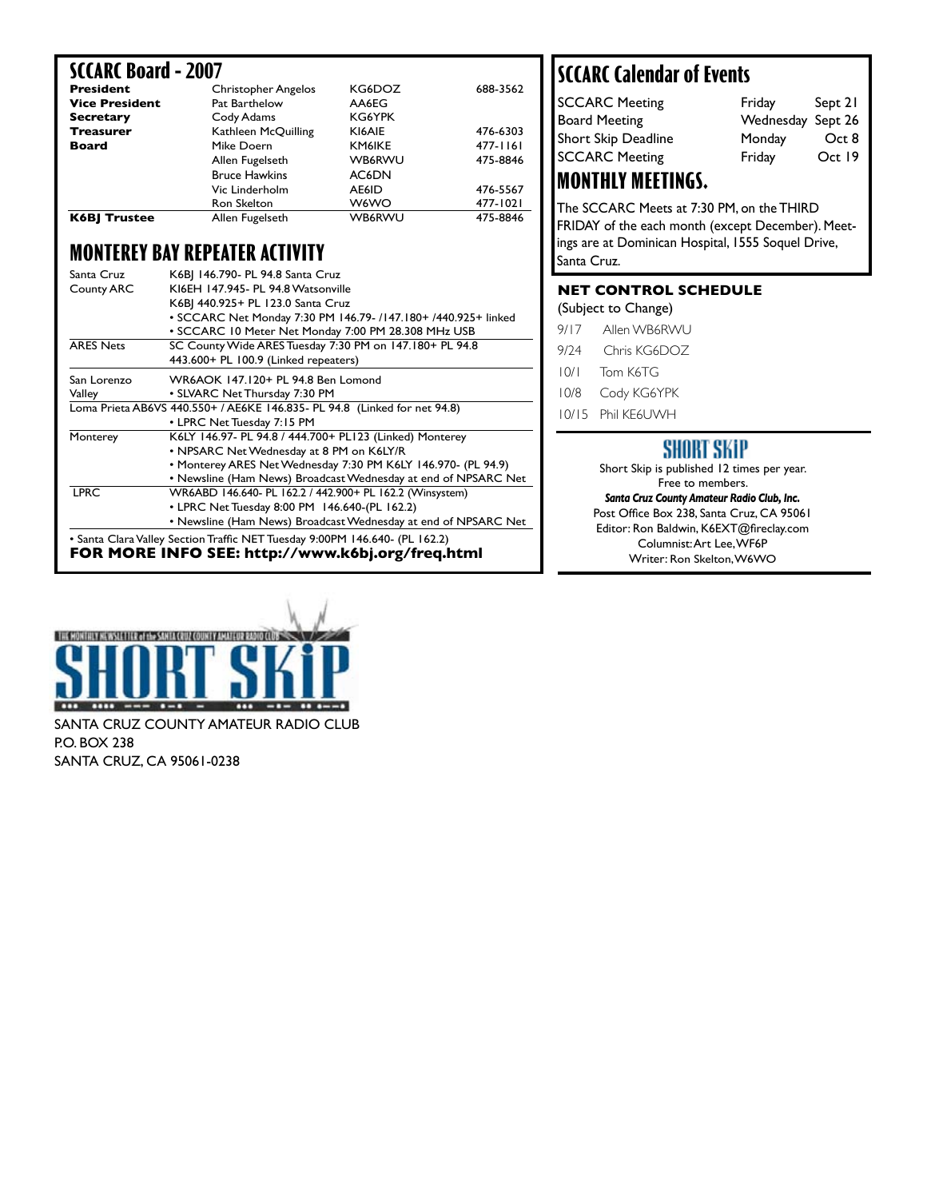## SCCARC Board - 2007

| | | | |
|---|---|---|---|
| **President** | Christopher Angelos | KG6DOZ | 688-3562 |
| **Vice President** | Pat Barthelow | AA6EG | |
| **Secretary** | Cody Adams | KG6YPK | |
| **Treasurer** | Kathleen McQuilling | KI6AIE | 476-6303 |
| **Board** | Mike Doern | KM6IKE | 477-1161 |
| | Allen Fugelseth | WB6RWU | 475-8846 |
| | Bruce Hawkins | AC6DN | |
| | Vic Linderholm | AE6ID | 476-5567 |
| | Ron Skelton | W6WO | 477-1021 |
| **K6BJ Trustee** | Allen Fugelseth | WB6RWU | 475-8846 |

## MONTEREY BAY REPEATER ACTIVITY

| | |
|---|---|
| Santa Cruz County ARC | K6BJ 146.790- PL 94.8 Santa Cruz<br>KI6EH 147.945- PL 94.8 Watsonville<br>K6BJ 440.925+ PL 123.0 Santa Cruz<br>• SCCARC Net Monday 7:30 PM 146.79- /147.180+ /440.925+ linked<br>• SCCARC 10 Meter Net Monday 7:00 PM 28.308 MHz USB |
| ARES Nets | SC County Wide ARES Tuesday 7:30 PM on 147.180+ PL 94.8<br>443.600+ PL 100.9 (Linked repeaters) |
| San Lorenzo Valley | WR6AOK 147.120+ PL 94.8 Ben Lomond<br>• SLVARC Net Thursday 7:30 PM |
| Loma Prieta | AB6VS 440.550+ / AE6KE 146.835- PL 94.8 (Linked for net 94.8)<br>• LPRC Net Tuesday 7:15 PM |
| Monterey | K6LY 146.97- PL 94.8 / 444.700+ PL123 (Linked) Monterey<br>• NPSARC Net Wednesday at 8 PM on K6LY/R<br>• Monterey ARES Net Wednesday 7:30 PM K6LY 146.970- (PL 94.9)<br>• Newsline (Ham News) Broadcast Wednesday at end of NPSARC Net |
| LPRC | WR6ABD 146.640- PL 162.2 / 442.900+ PL 162.2 (Winsystem)<br>• LPRC Net Tuesday 8:00 PM 146.640-(PL 162.2)<br>• Newsline (Ham News) Broadcast Wednesday at end of NPSARC Net |

• Santa Clara Valley Section Traffic NET Tuesday 9:00PM 146.640- (PL 162.2)

**FOR MORE INFO SEE: http://www.k6bj.org/freq.html**

## SCCARC Calendar of Events

| | | |
|---|---|---|
| SCCARC Meeting | Friday | Sept 21 |
| Board Meeting | Wednesday | Sept 26 |
| Short Skip Deadline | Monday | Oct 8 |
| SCCARC Meeting | Friday | Oct 19 |

## MONTHLY MEETINGS.

The SCCARC Meets at 7:30 PM, on the THIRD FRIDAY of the each month (except December). Meetings are at Dominican Hospital, 1555 Soquel Drive, Santa Cruz.

### NET CONTROL SCHEDULE

(Subject to Change)

9/17 Allen WB6RWU
9/24 Chris KG6DOZ
10/1 Tom K6TG
10/8 Cody KG6YPK
10/15 Phil KE6UWH

## SHORT SKIP

Short Skip is published 12 times per year.
Free to members.
***Santa Cruz County Amateur Radio Club, Inc.***
Post Office Box 238, Santa Cruz, CA 95061
Editor: Ron Baldwin, K6EXT@fireclay.com
Columnist: Art Lee, WF6P
Writer: Ron Skelton, W6WO

THE MONTHLY NEWSLETTER of the SANTA CRUZ COUNTY AMATEUR RADIO CLUB
SHORT SKIP

SANTA CRUZ COUNTY AMATEUR RADIO CLUB
P.O. BOX 238
SANTA CRUZ, CA 95061-0238